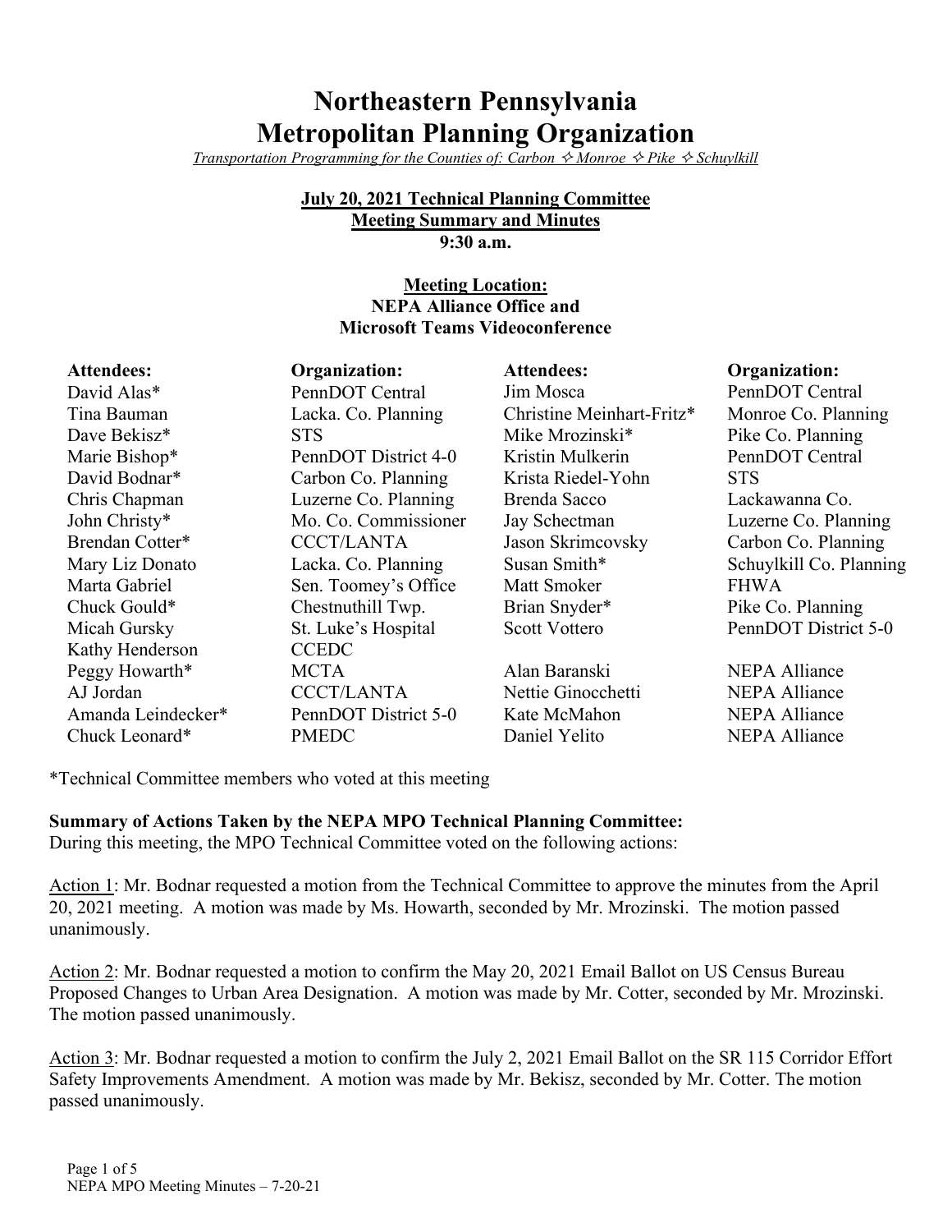# Northeastern Pennsylvania Metropolitan Planning Organization

*Transportation Programming for the Counties of: Carbon ✧ Monroe ✧ Pike ✧ Schuylkill*

**July 20, 2021 Technical Planning Committee**
**Meeting Summary and Minutes**
**9:30 a.m.**

**Meeting Location:**
**NEPA Alliance Office and**
**Microsoft Teams Videoconference**

| Attendees: | Organization: | Attendees: | Organization: |
|---|---|---|---|
| David Alas* | PennDOT Central | Jim Mosca | PennDOT Central |
| Tina Bauman | Lacka. Co. Planning | Christine Meinhart-Fritz* | Monroe Co. Planning |
| Dave Bekisz* | STS | Mike Mrozinski* | Pike Co. Planning |
| Marie Bishop* | PennDOT District 4-0 | Kristin Mulkerin | PennDOT Central |
| David Bodnar* | Carbon Co. Planning | Krista Riedel-Yohn | STS |
| Chris Chapman | Luzerne Co. Planning | Brenda Sacco | Lackawanna Co. |
| John Christy* | Mo. Co. Commissioner | Jay Schectman | Luzerne Co. Planning |
| Brendan Cotter* | CCCT/LANTA | Jason Skrimcovsky | Carbon Co. Planning |
| Mary Liz Donato | Lacka. Co. Planning | Susan Smith* | Schuylkill Co. Planning |
| Marta Gabriel | Sen. Toomey's Office | Matt Smoker | FHWA |
| Chuck Gould* | Chestnuthill Twp. | Brian Snyder* | Pike Co. Planning |
| Micah Gursky | St. Luke's Hospital | Scott Vottero | PennDOT District 5-0 |
| Kathy Henderson | CCEDC | | |
| Peggy Howarth* | MCTA | Alan Baranski | NEPA Alliance |
| AJ Jordan | CCCT/LANTA | Nettie Ginocchetti | NEPA Alliance |
| Amanda Leindecker* | PennDOT District 5-0 | Kate McMahon | NEPA Alliance |
| Chuck Leonard* | PMEDC | Daniel Yelito | NEPA Alliance |

*Technical Committee members who voted at this meeting

**Summary of Actions Taken by the NEPA MPO Technical Planning Committee:**
During this meeting, the MPO Technical Committee voted on the following actions:

Action 1: Mr. Bodnar requested a motion from the Technical Committee to approve the minutes from the April 20, 2021 meeting. A motion was made by Ms. Howarth, seconded by Mr. Mrozinski. The motion passed unanimously.

Action 2: Mr. Bodnar requested a motion to confirm the May 20, 2021 Email Ballot on US Census Bureau Proposed Changes to Urban Area Designation. A motion was made by Mr. Cotter, seconded by Mr. Mrozinski. The motion passed unanimously.

Action 3: Mr. Bodnar requested a motion to confirm the July 2, 2021 Email Ballot on the SR 115 Corridor Effort Safety Improvements Amendment. A motion was made by Mr. Bekisz, seconded by Mr. Cotter. The motion passed unanimously.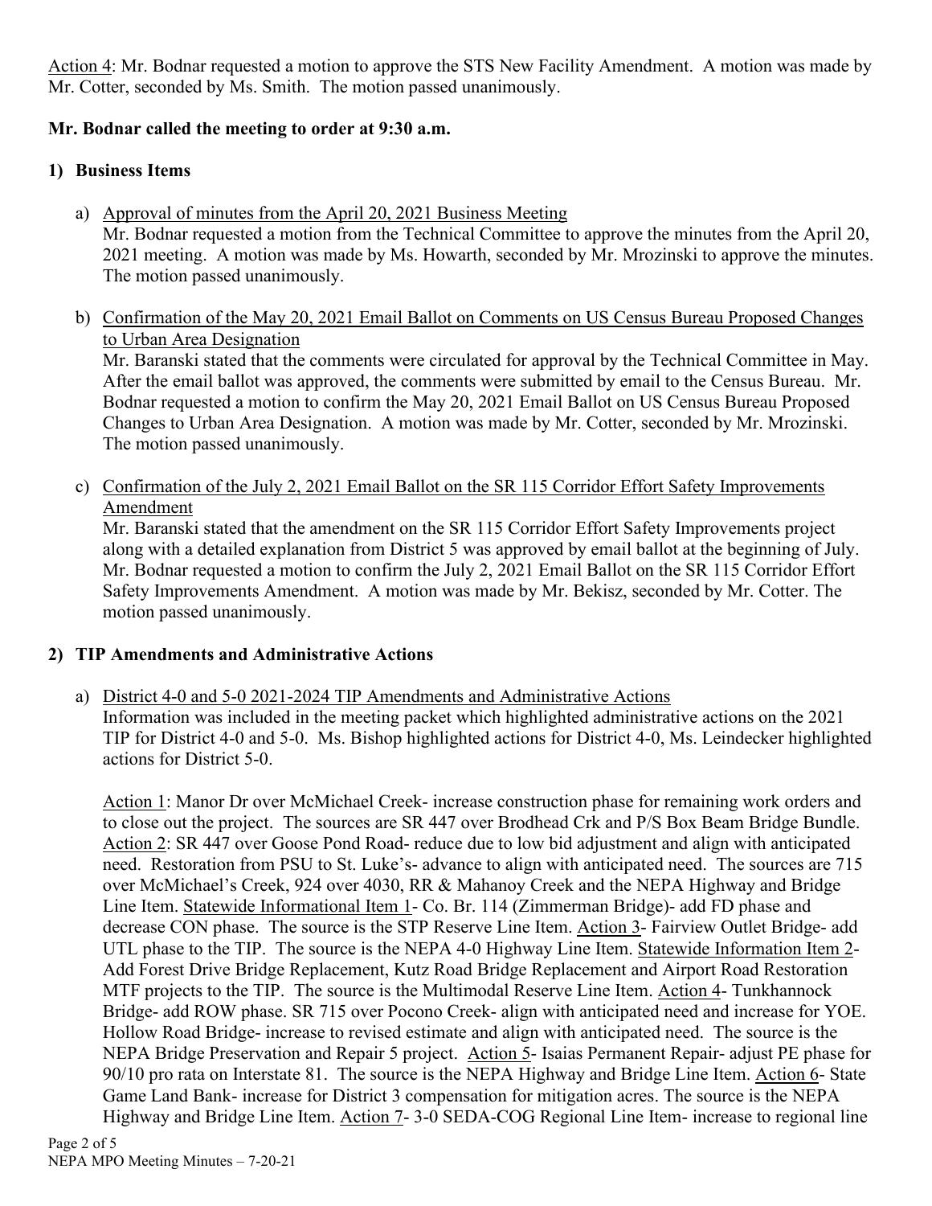Action 4: Mr. Bodnar requested a motion to approve the STS New Facility Amendment. A motion was made by Mr. Cotter, seconded by Ms. Smith. The motion passed unanimously.

**Mr. Bodnar called the meeting to order at 9:30 a.m.**

## 1) Business Items

a) Approval of minutes from the April 20, 2021 Business Meeting

Mr. Bodnar requested a motion from the Technical Committee to approve the minutes from the April 20, 2021 meeting. A motion was made by Ms. Howarth, seconded by Mr. Mrozinski to approve the minutes. The motion passed unanimously.

b) Confirmation of the May 20, 2021 Email Ballot on Comments on US Census Bureau Proposed Changes to Urban Area Designation

Mr. Baranski stated that the comments were circulated for approval by the Technical Committee in May. After the email ballot was approved, the comments were submitted by email to the Census Bureau. Mr. Bodnar requested a motion to confirm the May 20, 2021 Email Ballot on US Census Bureau Proposed Changes to Urban Area Designation. A motion was made by Mr. Cotter, seconded by Mr. Mrozinski. The motion passed unanimously.

c) Confirmation of the July 2, 2021 Email Ballot on the SR 115 Corridor Effort Safety Improvements Amendment

Mr. Baranski stated that the amendment on the SR 115 Corridor Effort Safety Improvements project along with a detailed explanation from District 5 was approved by email ballot at the beginning of July. Mr. Bodnar requested a motion to confirm the July 2, 2021 Email Ballot on the SR 115 Corridor Effort Safety Improvements Amendment. A motion was made by Mr. Bekisz, seconded by Mr. Cotter. The motion passed unanimously.

## 2) TIP Amendments and Administrative Actions

a) District 4-0 and 5-0 2021-2024 TIP Amendments and Administrative Actions

Information was included in the meeting packet which highlighted administrative actions on the 2021 TIP for District 4-0 and 5-0. Ms. Bishop highlighted actions for District 4-0, Ms. Leindecker highlighted actions for District 5-0.

Action 1: Manor Dr over McMichael Creek- increase construction phase for remaining work orders and to close out the project. The sources are SR 447 over Brodhead Crk and P/S Box Beam Bridge Bundle. Action 2: SR 447 over Goose Pond Road- reduce due to low bid adjustment and align with anticipated need. Restoration from PSU to St. Luke's- advance to align with anticipated need. The sources are 715 over McMichael's Creek, 924 over 4030, RR & Mahanoy Creek and the NEPA Highway and Bridge Line Item. Statewide Informational Item 1- Co. Br. 114 (Zimmerman Bridge)- add FD phase and decrease CON phase. The source is the STP Reserve Line Item. Action 3- Fairview Outlet Bridge- add UTL phase to the TIP. The source is the NEPA 4-0 Highway Line Item. Statewide Information Item 2- Add Forest Drive Bridge Replacement, Kutz Road Bridge Replacement and Airport Road Restoration MTF projects to the TIP. The source is the Multimodal Reserve Line Item. Action 4- Tunkhannock Bridge- add ROW phase. SR 715 over Pocono Creek- align with anticipated need and increase for YOE. Hollow Road Bridge- increase to revised estimate and align with anticipated need. The source is the NEPA Bridge Preservation and Repair 5 project. Action 5- Isaias Permanent Repair- adjust PE phase for 90/10 pro rata on Interstate 81. The source is the NEPA Highway and Bridge Line Item. Action 6- State Game Land Bank- increase for District 3 compensation for mitigation acres. The source is the NEPA Highway and Bridge Line Item. Action 7- 3-0 SEDA-COG Regional Line Item- increase to regional line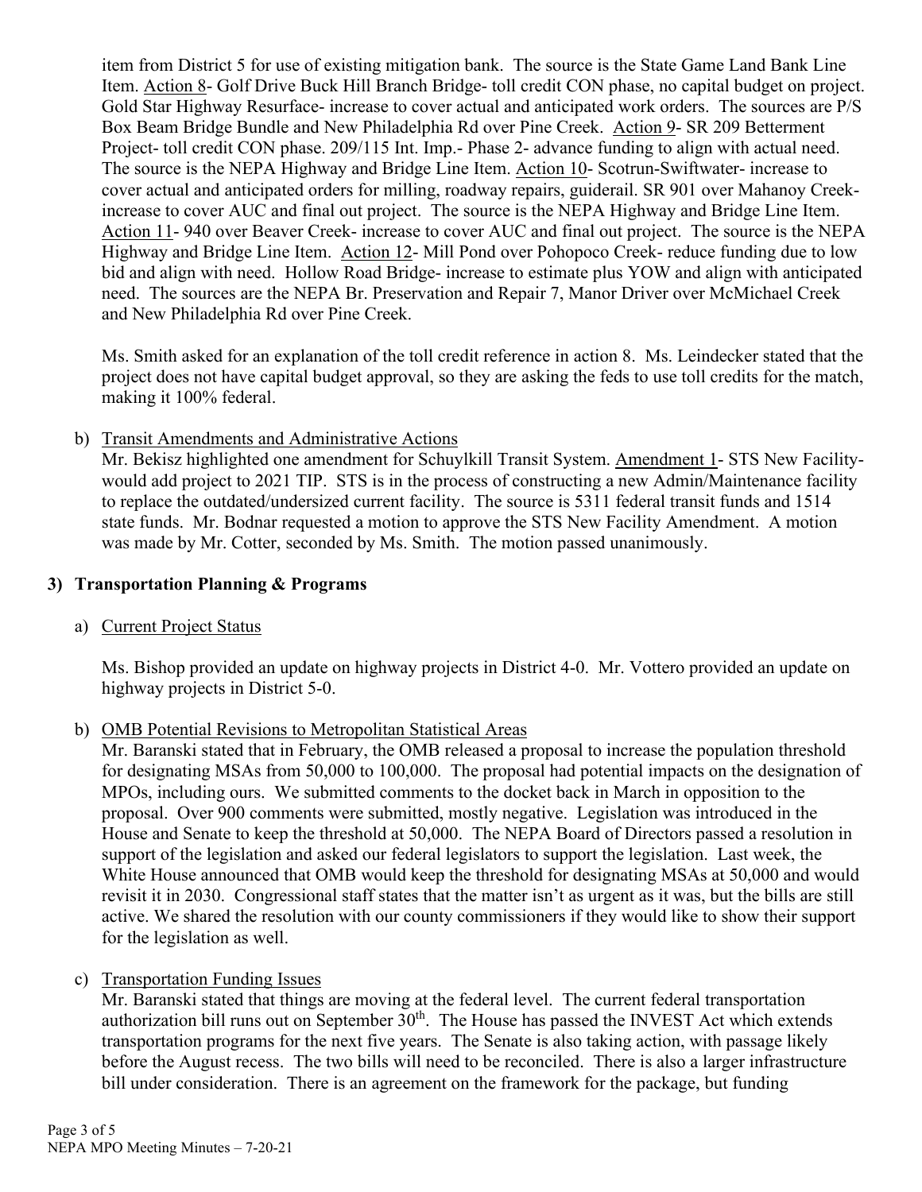item from District 5 for use of existing mitigation bank. The source is the State Game Land Bank Line Item. Action 8- Golf Drive Buck Hill Branch Bridge- toll credit CON phase, no capital budget on project. Gold Star Highway Resurface- increase to cover actual and anticipated work orders. The sources are P/S Box Beam Bridge Bundle and New Philadelphia Rd over Pine Creek. Action 9- SR 209 Betterment Project- toll credit CON phase. 209/115 Int. Imp.- Phase 2- advance funding to align with actual need. The source is the NEPA Highway and Bridge Line Item. Action 10- Scotrun-Swiftwater- increase to cover actual and anticipated orders for milling, roadway repairs, guiderail. SR 901 over Mahanoy Creek- increase to cover AUC and final out project. The source is the NEPA Highway and Bridge Line Item. Action 11- 940 over Beaver Creek- increase to cover AUC and final out project. The source is the NEPA Highway and Bridge Line Item. Action 12- Mill Pond over Pohopoco Creek- reduce funding due to low bid and align with need. Hollow Road Bridge- increase to estimate plus YOW and align with anticipated need. The sources are the NEPA Br. Preservation and Repair 7, Manor Driver over McMichael Creek and New Philadelphia Rd over Pine Creek.

Ms. Smith asked for an explanation of the toll credit reference in action 8. Ms. Leindecker stated that the project does not have capital budget approval, so they are asking the feds to use toll credits for the match, making it 100% federal.

b) Transit Amendments and Administrative Actions

Mr. Bekisz highlighted one amendment for Schuylkill Transit System. Amendment 1- STS New Facility- would add project to 2021 TIP. STS is in the process of constructing a new Admin/Maintenance facility to replace the outdated/undersized current facility. The source is 5311 federal transit funds and 1514 state funds. Mr. Bodnar requested a motion to approve the STS New Facility Amendment. A motion was made by Mr. Cotter, seconded by Ms. Smith. The motion passed unanimously.

## 3) Transportation Planning & Programs

a) Current Project Status

Ms. Bishop provided an update on highway projects in District 4-0. Mr. Vottero provided an update on highway projects in District 5-0.

b) OMB Potential Revisions to Metropolitan Statistical Areas

Mr. Baranski stated that in February, the OMB released a proposal to increase the population threshold for designating MSAs from 50,000 to 100,000. The proposal had potential impacts on the designation of MPOs, including ours. We submitted comments to the docket back in March in opposition to the proposal. Over 900 comments were submitted, mostly negative. Legislation was introduced in the House and Senate to keep the threshold at 50,000. The NEPA Board of Directors passed a resolution in support of the legislation and asked our federal legislators to support the legislation. Last week, the White House announced that OMB would keep the threshold for designating MSAs at 50,000 and would revisit it in 2030. Congressional staff states that the matter isn't as urgent as it was, but the bills are still active. We shared the resolution with our county commissioners if they would like to show their support for the legislation as well.

c) Transportation Funding Issues

Mr. Baranski stated that things are moving at the federal level. The current federal transportation authorization bill runs out on September 30th. The House has passed the INVEST Act which extends transportation programs for the next five years. The Senate is also taking action, with passage likely before the August recess. The two bills will need to be reconciled. There is also a larger infrastructure bill under consideration. There is an agreement on the framework for the package, but funding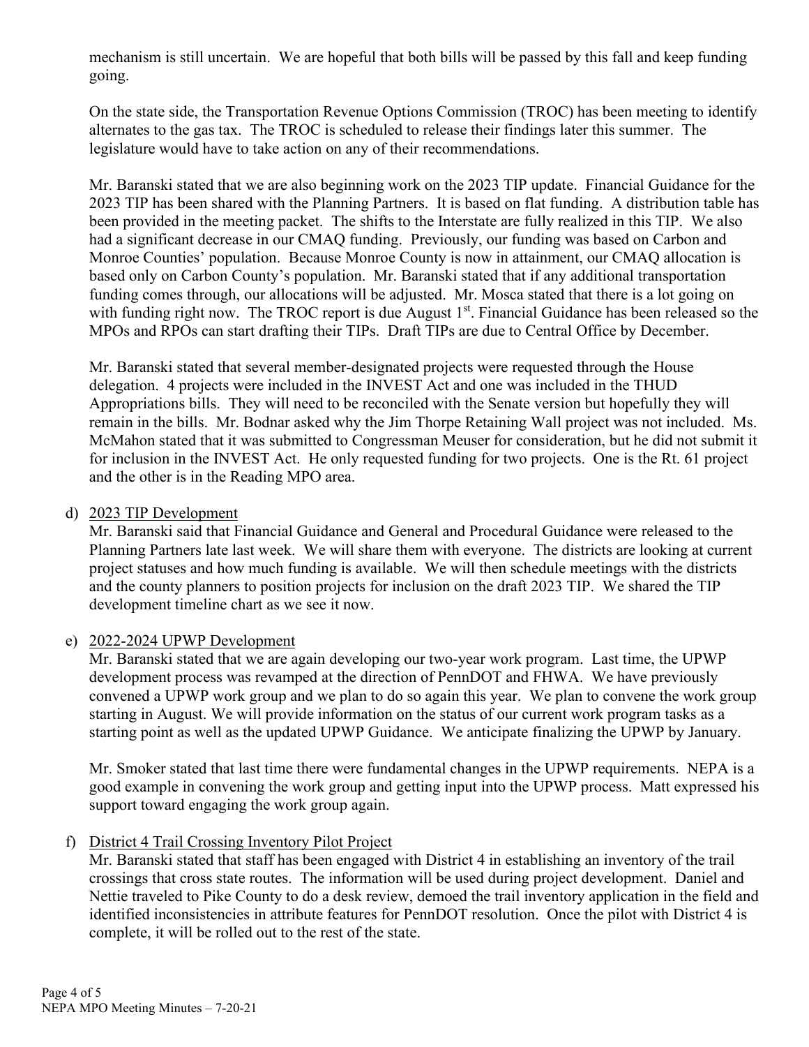mechanism is still uncertain. We are hopeful that both bills will be passed by this fall and keep funding going.

On the state side, the Transportation Revenue Options Commission (TROC) has been meeting to identify alternates to the gas tax. The TROC is scheduled to release their findings later this summer. The legislature would have to take action on any of their recommendations.

Mr. Baranski stated that we are also beginning work on the 2023 TIP update. Financial Guidance for the 2023 TIP has been shared with the Planning Partners. It is based on flat funding. A distribution table has been provided in the meeting packet. The shifts to the Interstate are fully realized in this TIP. We also had a significant decrease in our CMAQ funding. Previously, our funding was based on Carbon and Monroe Counties' population. Because Monroe County is now in attainment, our CMAQ allocation is based only on Carbon County's population. Mr. Baranski stated that if any additional transportation funding comes through, our allocations will be adjusted. Mr. Mosca stated that there is a lot going on with funding right now. The TROC report is due August 1st. Financial Guidance has been released so the MPOs and RPOs can start drafting their TIPs. Draft TIPs are due to Central Office by December.

Mr. Baranski stated that several member-designated projects were requested through the House delegation. 4 projects were included in the INVEST Act and one was included in the THUD Appropriations bills. They will need to be reconciled with the Senate version but hopefully they will remain in the bills. Mr. Bodnar asked why the Jim Thorpe Retaining Wall project was not included. Ms. McMahon stated that it was submitted to Congressman Meuser for consideration, but he did not submit it for inclusion in the INVEST Act. He only requested funding for two projects. One is the Rt. 61 project and the other is in the Reading MPO area.

d) <u>2023 TIP Development</u>
Mr. Baranski said that Financial Guidance and General and Procedural Guidance were released to the Planning Partners late last week. We will share them with everyone. The districts are looking at current project statuses and how much funding is available. We will then schedule meetings with the districts and the county planners to position projects for inclusion on the draft 2023 TIP. We shared the TIP development timeline chart as we see it now.

e) <u>2022-2024 UPWP Development</u>
Mr. Baranski stated that we are again developing our two-year work program. Last time, the UPWP development process was revamped at the direction of PennDOT and FHWA. We have previously convened a UPWP work group and we plan to do so again this year. We plan to convene the work group starting in August. We will provide information on the status of our current work program tasks as a starting point as well as the updated UPWP Guidance. We anticipate finalizing the UPWP by January.

Mr. Smoker stated that last time there were fundamental changes in the UPWP requirements. NEPA is a good example in convening the work group and getting input into the UPWP process. Matt expressed his support toward engaging the work group again.

f) <u>District 4 Trail Crossing Inventory Pilot Project</u>
Mr. Baranski stated that staff has been engaged with District 4 in establishing an inventory of the trail crossings that cross state routes. The information will be used during project development. Daniel and Nettie traveled to Pike County to do a desk review, demoed the trail inventory application in the field and identified inconsistencies in attribute features for PennDOT resolution. Once the pilot with District 4 is complete, it will be rolled out to the rest of the state.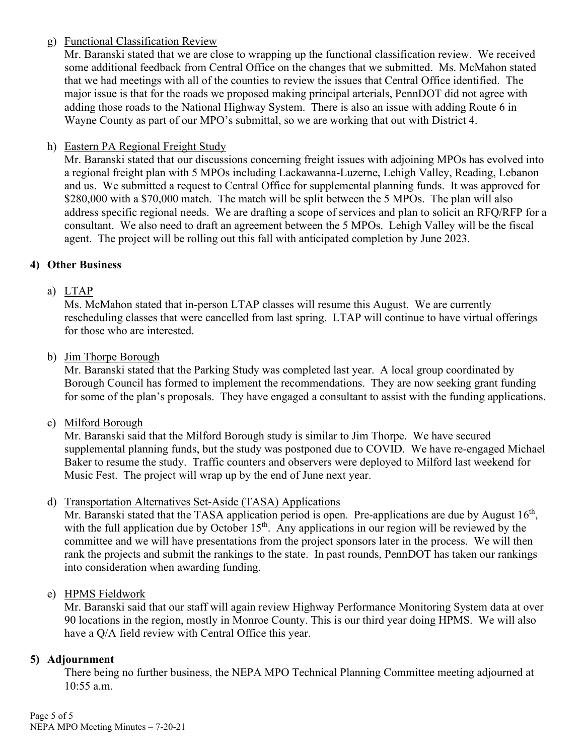g) Functional Classification Review

Mr. Baranski stated that we are close to wrapping up the functional classification review. We received some additional feedback from Central Office on the changes that we submitted. Ms. McMahon stated that we had meetings with all of the counties to review the issues that Central Office identified. The major issue is that for the roads we proposed making principal arterials, PennDOT did not agree with adding those roads to the National Highway System. There is also an issue with adding Route 6 in Wayne County as part of our MPO's submittal, so we are working that out with District 4.

h) Eastern PA Regional Freight Study

Mr. Baranski stated that our discussions concerning freight issues with adjoining MPOs has evolved into a regional freight plan with 5 MPOs including Lackawanna-Luzerne, Lehigh Valley, Reading, Lebanon and us. We submitted a request to Central Office for supplemental planning funds. It was approved for $280,000 with a $70,000 match. The match will be split between the 5 MPOs. The plan will also address specific regional needs. We are drafting a scope of services and plan to solicit an RFQ/RFP for a consultant. We also need to draft an agreement between the 5 MPOs. Lehigh Valley will be the fiscal agent. The project will be rolling out this fall with anticipated completion by June 2023.

## 4) Other Business

a) LTAP

Ms. McMahon stated that in-person LTAP classes will resume this August. We are currently rescheduling classes that were cancelled from last spring. LTAP will continue to have virtual offerings for those who are interested.

b) Jim Thorpe Borough

Mr. Baranski stated that the Parking Study was completed last year. A local group coordinated by Borough Council has formed to implement the recommendations. They are now seeking grant funding for some of the plan's proposals. They have engaged a consultant to assist with the funding applications.

c) Milford Borough

Mr. Baranski said that the Milford Borough study is similar to Jim Thorpe. We have secured supplemental planning funds, but the study was postponed due to COVID. We have re-engaged Michael Baker to resume the study. Traffic counters and observers were deployed to Milford last weekend for Music Fest. The project will wrap up by the end of June next year.

d) Transportation Alternatives Set-Aside (TASA) Applications

Mr. Baranski stated that the TASA application period is open. Pre-applications are due by August 16th, with the full application due by October 15th. Any applications in our region will be reviewed by the committee and we will have presentations from the project sponsors later in the process. We will then rank the projects and submit the rankings to the state. In past rounds, PennDOT has taken our rankings into consideration when awarding funding.

e) HPMS Fieldwork

Mr. Baranski said that our staff will again review Highway Performance Monitoring System data at over 90 locations in the region, mostly in Monroe County. This is our third year doing HPMS. We will also have a Q/A field review with Central Office this year.

## 5) Adjournment

There being no further business, the NEPA MPO Technical Planning Committee meeting adjourned at 10:55 a.m.